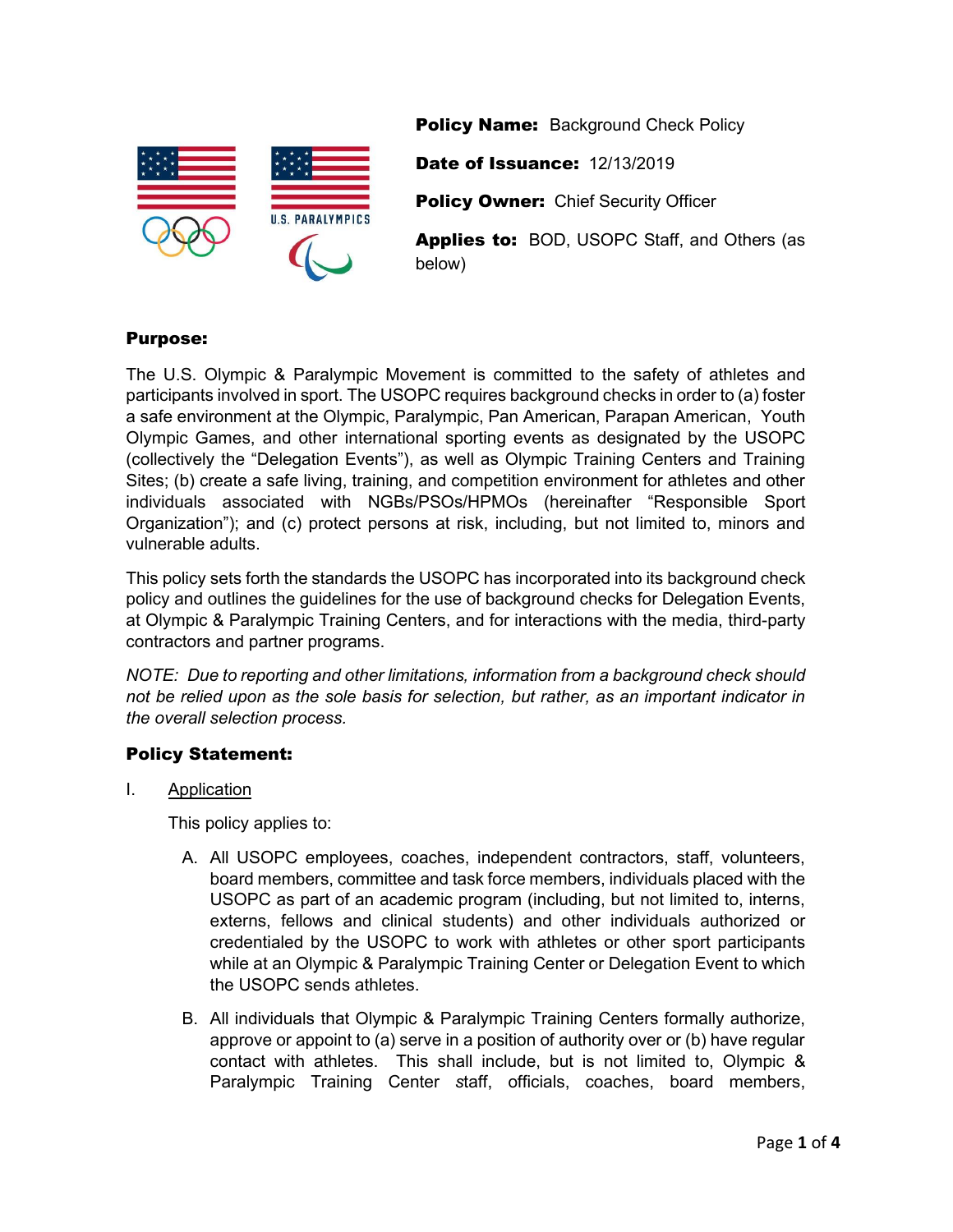**Policy Name:** Background Check Policy

**Date of Issuance:** 12/13/2019

**Policy Owner:** Chief Security Officer

**Applies to:** BOD, USOPC Staff, and Others (as below)

## Purpose:

The U.S. Olympic & Paralympic Movement is committed to the safety of athletes and participants involved in sport. The USOPC requires background checks in order to (a) foster a safe environment at the Olympic, Paralympic, Pan American, Parapan American, Youth Olympic Games, and other international sporting events as designated by the USOPC (collectively the "Delegation Events"), as well as Olympic Training Centers and Training Sites; (b) create a safe living, training, and competition environment for athletes and other individuals associated with NGBs/PSOs/HPMOs (hereinafter "Responsible Sport Organization"); and (c) protect persons at risk, including, but not limited to, minors and vulnerable adults.

This policy sets forth the standards the USOPC has incorporated into its background check policy and outlines the guidelines for the use of background checks for Delegation Events, at Olympic & Paralympic Training Centers, and for interactions with the media, third-party contractors and partner programs.

*NOTE: Due to reporting and other limitations, information from a background check should not be relied upon as the sole basis for selection, but rather, as an important indicator in the overall selection process.*

## Policy Statement:

I. Application

This policy applies to:

A. All USOPC employees, coaches, independent contractors, staff, volunteers, board members, committee and task force members, individuals placed with the USOPC as part of an academic program (including, but not limited to, interns, externs, fellows and clinical students) and other individuals authorized or credentialed by the USOPC to work with athletes or other sport participants while at an Olympic & Paralympic Training Center or Delegation Event to which the USOPC sends athletes.

B. All individuals that Olympic & Paralympic Training Centers formally authorize, approve or appoint to (a) serve in a position of authority over or (b) have regular contact with athletes. This shall include, but is not limited to, Olympic & Paralympic Training Center staff, officials, coaches, board members,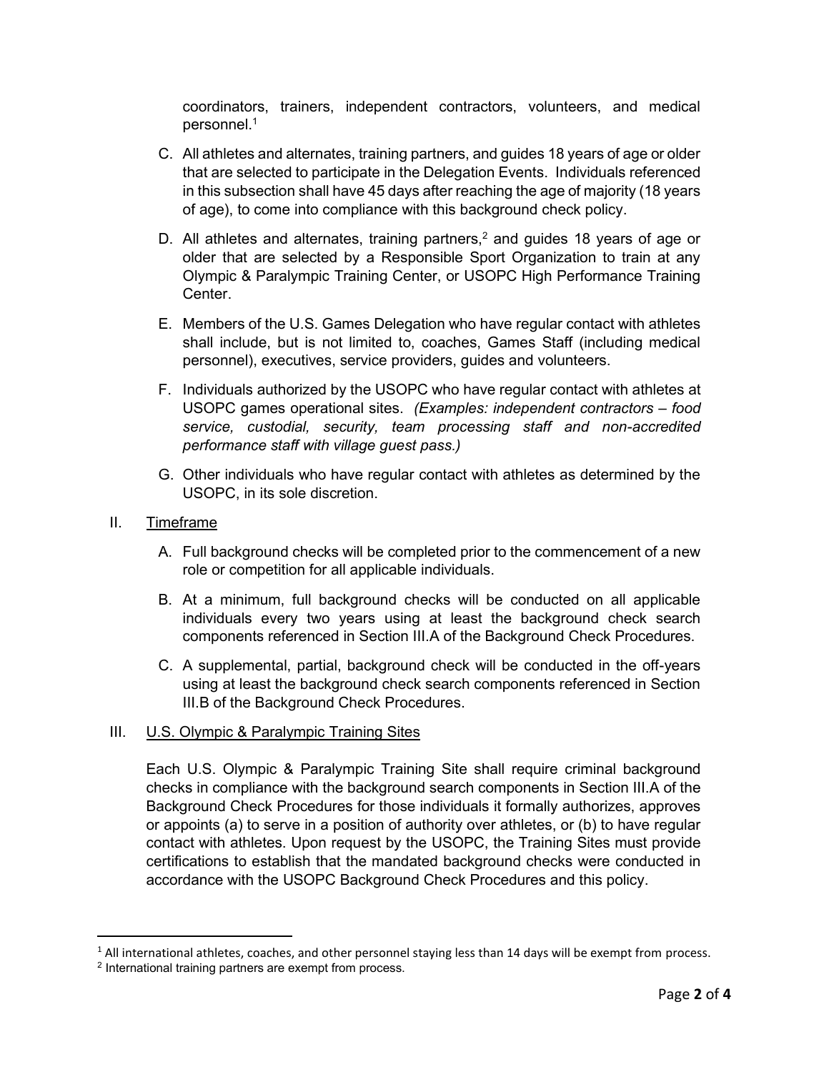coordinators, trainers, independent contractors, volunteers, and medical personnel.[1]

C. All athletes and alternates, training partners, and guides 18 years of age or older that are selected to participate in the Delegation Events. Individuals referenced in this subsection shall have 45 days after reaching the age of majority (18 years of age), to come into compliance with this background check policy.

D. All athletes and alternates, training partners,[2] and guides 18 years of age or older that are selected by a Responsible Sport Organization to train at any Olympic & Paralympic Training Center, or USOPC High Performance Training Center.

E. Members of the U.S. Games Delegation who have regular contact with athletes shall include, but is not limited to, coaches, Games Staff (including medical personnel), executives, service providers, guides and volunteers.

F. Individuals authorized by the USOPC who have regular contact with athletes at USOPC games operational sites. *(Examples: independent contractors – food service, custodial, security, team processing staff and non-accredited performance staff with village guest pass.)*

G. Other individuals who have regular contact with athletes as determined by the USOPC, in its sole discretion.

II. <u>Timeframe</u>

A. Full background checks will be completed prior to the commencement of a new role or competition for all applicable individuals.

B. At a minimum, full background checks will be conducted on all applicable individuals every two years using at least the background check search components referenced in Section III.A of the Background Check Procedures.

C. A supplemental, partial, background check will be conducted in the off-years using at least the background check search components referenced in Section III.B of the Background Check Procedures.

III. <u>U.S. Olympic & Paralympic Training Sites</u>

Each U.S. Olympic & Paralympic Training Site shall require criminal background checks in compliance with the background search components in Section III.A of the Background Check Procedures for those individuals it formally authorizes, approves or appoints (a) to serve in a position of authority over athletes, or (b) to have regular contact with athletes. Upon request by the USOPC, the Training Sites must provide certifications to establish that the mandated background checks were conducted in accordance with the USOPC Background Check Procedures and this policy.

---

[1] All international athletes, coaches, and other personnel staying less than 14 days will be exempt from process.

[2] International training partners are exempt from process.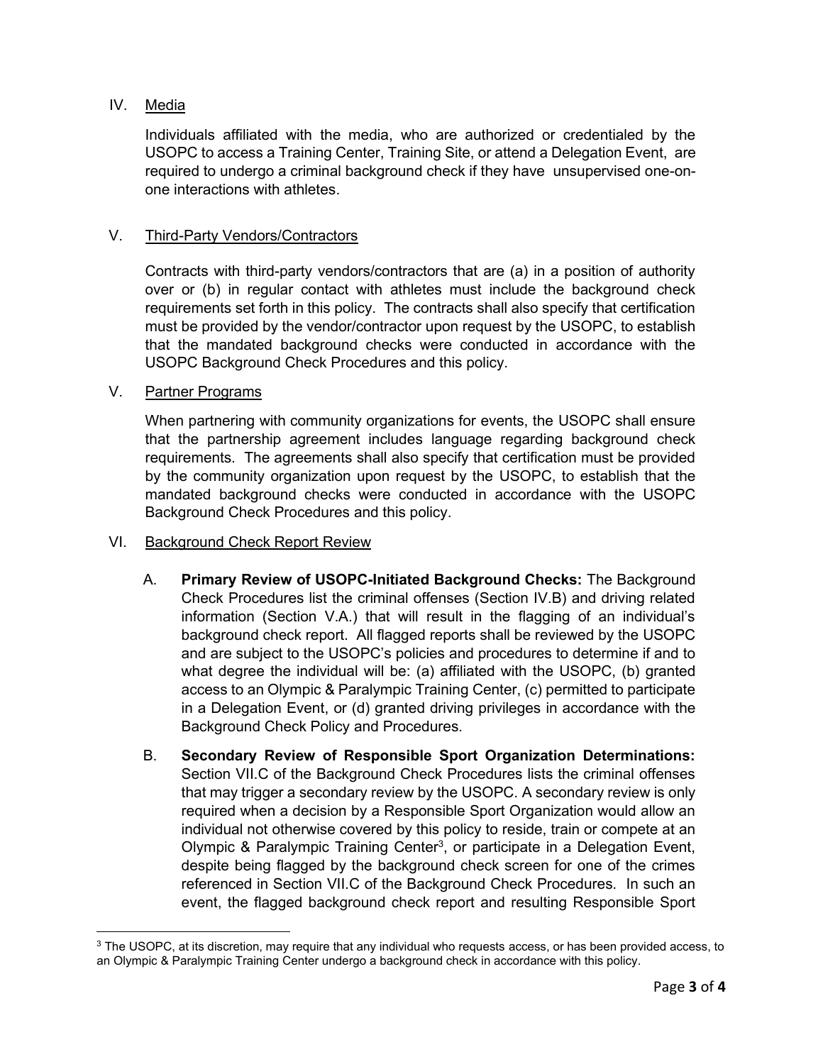## IV. Media

Individuals affiliated with the media, who are authorized or credentialed by the USOPC to access a Training Center, Training Site, or attend a Delegation Event, are required to undergo a criminal background check if they have unsupervised one-on-one interactions with athletes.

## V. Third-Party Vendors/Contractors

Contracts with third-party vendors/contractors that are (a) in a position of authority over or (b) in regular contact with athletes must include the background check requirements set forth in this policy. The contracts shall also specify that certification must be provided by the vendor/contractor upon request by the USOPC, to establish that the mandated background checks were conducted in accordance with the USOPC Background Check Procedures and this policy.

## V. Partner Programs

When partnering with community organizations for events, the USOPC shall ensure that the partnership agreement includes language regarding background check requirements. The agreements shall also specify that certification must be provided by the community organization upon request by the USOPC, to establish that the mandated background checks were conducted in accordance with the USOPC Background Check Procedures and this policy.

## VI. Background Check Report Review

A. **Primary Review of USOPC-Initiated Background Checks:** The Background Check Procedures list the criminal offenses (Section IV.B) and driving related information (Section V.A.) that will result in the flagging of an individual's background check report. All flagged reports shall be reviewed by the USOPC and are subject to the USOPC's policies and procedures to determine if and to what degree the individual will be: (a) affiliated with the USOPC, (b) granted access to an Olympic & Paralympic Training Center, (c) permitted to participate in a Delegation Event, or (d) granted driving privileges in accordance with the Background Check Policy and Procedures.

B. **Secondary Review of Responsible Sport Organization Determinations:** Section VII.C of the Background Check Procedures lists the criminal offenses that may trigger a secondary review by the USOPC. A secondary review is only required when a decision by a Responsible Sport Organization would allow an individual not otherwise covered by this policy to reside, train or compete at an Olympic & Paralympic Training Center[3], or participate in a Delegation Event, despite being flagged by the background check screen for one of the crimes referenced in Section VII.C of the Background Check Procedures. In such an event, the flagged background check report and resulting Responsible Sport

[3] The USOPC, at its discretion, may require that any individual who requests access, or has been provided access, to an Olympic & Paralympic Training Center undergo a background check in accordance with this policy.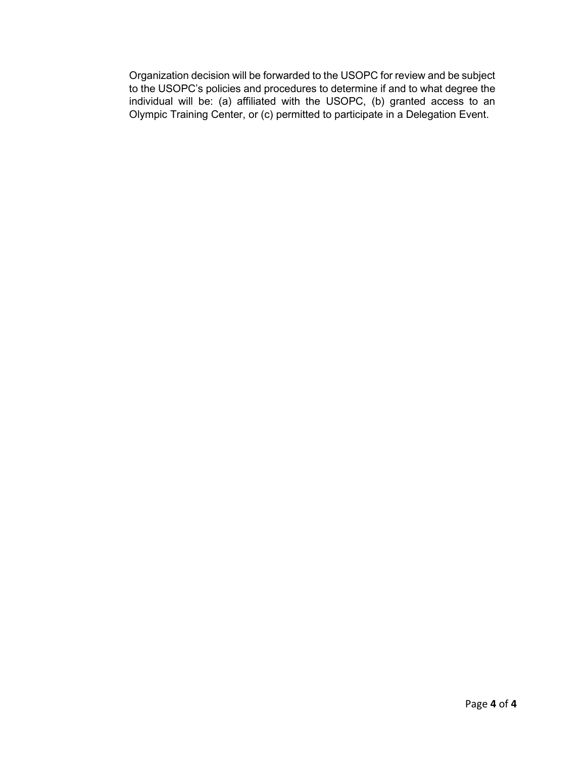Organization decision will be forwarded to the USOPC for review and be subject to the USOPC's policies and procedures to determine if and to what degree the individual will be: (a) affiliated with the USOPC, (b) granted access to an Olympic Training Center, or (c) permitted to participate in a Delegation Event.